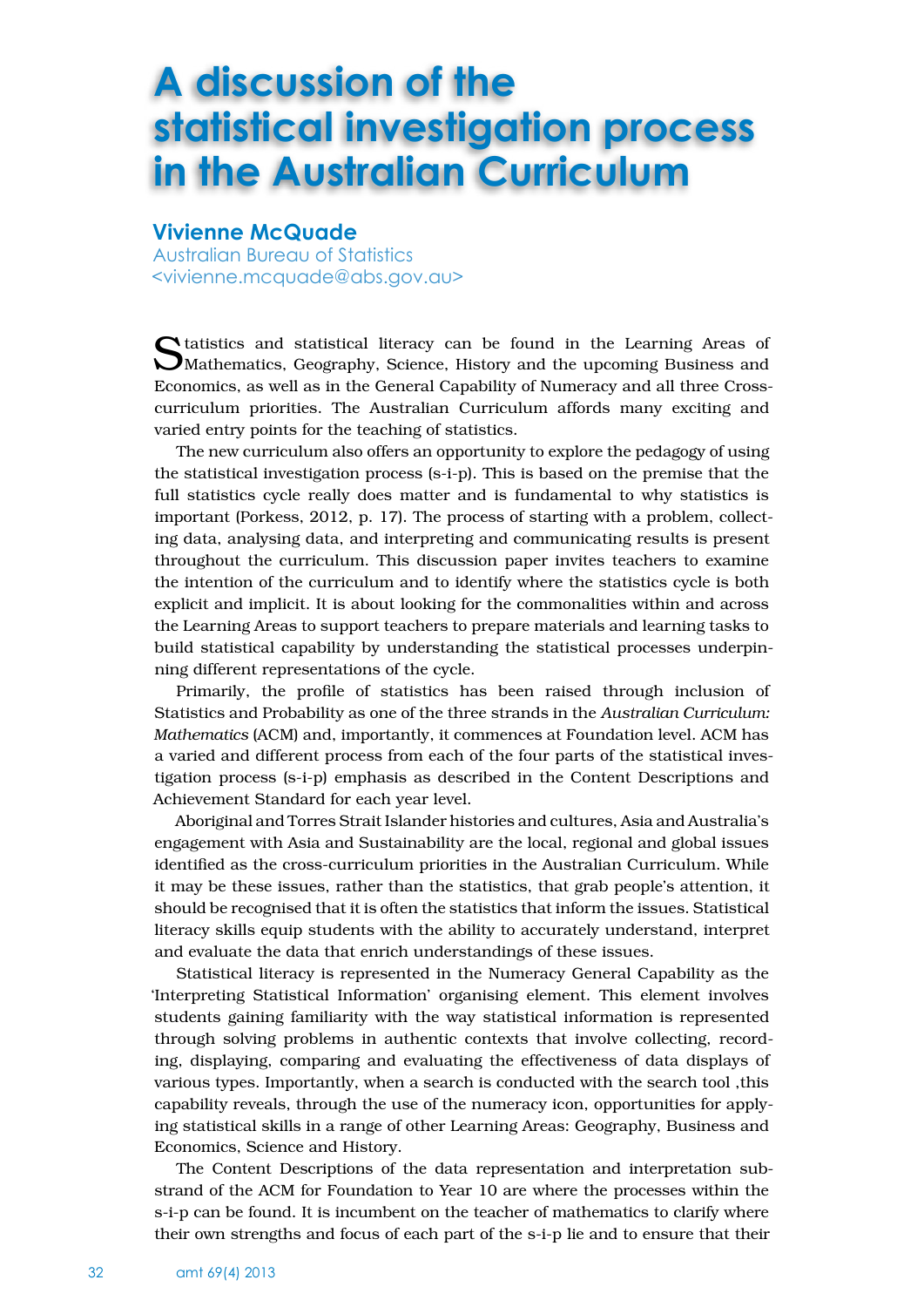# A discussion of the statistical investigation process in the Australian Curriculum

**Vivienne McQuade**
Australian Bureau of Statistics
<vivienne.mcquade@abs.gov.au>

Statistics and statistical literacy can be found in the Learning Areas of Mathematics, Geography, Science, History and the upcoming Business and Economics, as well as in the General Capability of Numeracy and all three Cross-curriculum priorities. The Australian Curriculum affords many exciting and varied entry points for the teaching of statistics.

The new curriculum also offers an opportunity to explore the pedagogy of using the statistical investigation process (s-i-p). This is based on the premise that the full statistics cycle really does matter and is fundamental to why statistics is important (Porkess, 2012, p. 17). The process of starting with a problem, collecting data, analysing data, and interpreting and communicating results is present throughout the curriculum. This discussion paper invites teachers to examine the intention of the curriculum and to identify where the statistics cycle is both explicit and implicit. It is about looking for the commonalities within and across the Learning Areas to support teachers to prepare materials and learning tasks to build statistical capability by understanding the statistical processes underpinning different representations of the cycle.

Primarily, the profile of statistics has been raised through inclusion of Statistics and Probability as one of the three strands in the *Australian Curriculum: Mathematics* (ACM) and, importantly, it commences at Foundation level. ACM has a varied and different process from each of the four parts of the statistical investigation process (s-i-p) emphasis as described in the Content Descriptions and Achievement Standard for each year level.

Aboriginal and Torres Strait Islander histories and cultures, Asia and Australia's engagement with Asia and Sustainability are the local, regional and global issues identified as the cross-curriculum priorities in the Australian Curriculum. While it may be these issues, rather than the statistics, that grab people's attention, it should be recognised that it is often the statistics that inform the issues. Statistical literacy skills equip students with the ability to accurately understand, interpret and evaluate the data that enrich understandings of these issues.

Statistical literacy is represented in the Numeracy General Capability as the 'Interpreting Statistical Information' organising element. This element involves students gaining familiarity with the way statistical information is represented through solving problems in authentic contexts that involve collecting, recording, displaying, comparing and evaluating the effectiveness of data displays of various types. Importantly, when a search is conducted with the search tool ,this capability reveals, through the use of the numeracy icon, opportunities for applying statistical skills in a range of other Learning Areas: Geography, Business and Economics, Science and History.

The Content Descriptions of the data representation and interpretation sub-strand of the ACM for Foundation to Year 10 are where the processes within the s-i-p can be found. It is incumbent on the teacher of mathematics to clarify where their own strengths and focus of each part of the s-i-p lie and to ensure that their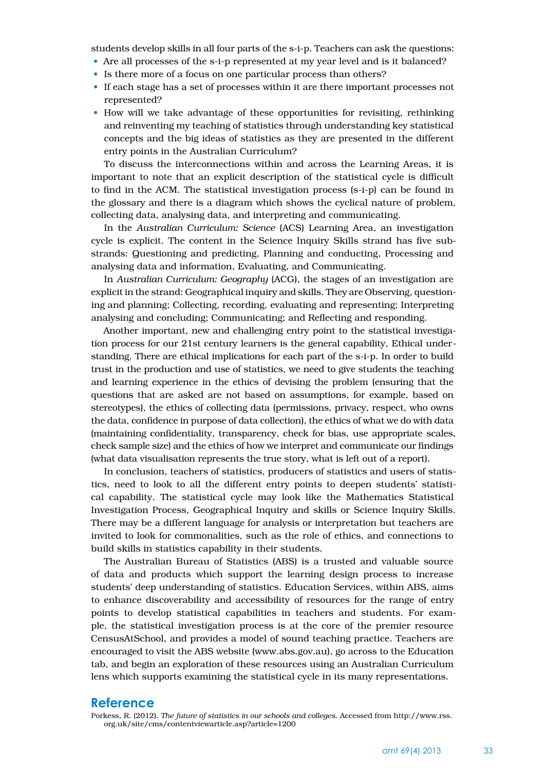students develop skills in all four parts of the s-i-p. Teachers can ask the questions:

- Are all processes of the s-i-p represented at my year level and is it balanced?
- Is there more of a focus on one particular process than others?
- If each stage has a set of processes within it are there important processes not represented?
- How will we take advantage of these opportunities for revisiting, rethinking and reinventing my teaching of statistics through understanding key statistical concepts and the big ideas of statistics as they are presented in the different entry points in the Australian Curriculum?

To discuss the interconnections within and across the Learning Areas, it is important to note that an explicit description of the statistical cycle is difficult to find in the ACM. The statistical investigation process (s-i-p) can be found in the glossary and there is a diagram which shows the cyclical nature of problem, collecting data, analysing data, and interpreting and communicating.

In the *Australian Curriculum: Science* (ACS) Learning Area, an investigation cycle is explicit. The content in the Science Inquiry Skills strand has five sub-strands: Questioning and predicting, Planning and conducting, Processing and analysing data and information, Evaluating, and Communicating.

In *Australian Curriculum: Geography* (ACG), the stages of an investigation are explicit in the strand: Geographical inquiry and skills. They are Observing, questioning and planning; Collecting, recording, evaluating and representing; Interpreting analysing and concluding; Communicating; and Reflecting and responding.

Another important, new and challenging entry point to the statistical investigation process for our 21st century learners is the general capability, Ethical understanding. There are ethical implications for each part of the s-i-p. In order to build trust in the production and use of statistics, we need to give students the teaching and learning experience in the ethics of devising the problem (ensuring that the questions that are asked are not based on assumptions, for example, based on stereotypes), the ethics of collecting data (permissions, privacy, respect, who owns the data, confidence in purpose of data collection), the ethics of what we do with data (maintaining confidentiality, transparency, check for bias, use appropriate scales, check sample size) and the ethics of how we interpret and communicate our findings (what data visualisation represents the true story, what is left out of a report).

In conclusion, teachers of statistics, producers of statistics and users of statistics, need to look to all the different entry points to deepen students' statistical capability. The statistical cycle may look like the Mathematics Statistical Investigation Process, Geographical Inquiry and skills or Science Inquiry Skills. There may be a different language for analysis or interpretation but teachers are invited to look for commonalities, such as the role of ethics, and connections to build skills in statistics capability in their students.

The Australian Bureau of Statistics (ABS) is a trusted and valuable source of data and products which support the learning design process to increase students' deep understanding of statistics. Education Services, within ABS, aims to enhance discoverability and accessibility of resources for the range of entry points to develop statistical capabilities in teachers and students. For example, the statistical investigation process is at the core of the premier resource CensusAtSchool, and provides a model of sound teaching practice. Teachers are encouraged to visit the ABS website (www.abs.gov.au), go across to the Education tab, and begin an exploration of these resources using an Australian Curriculum lens which supports examining the statistical cycle in its many representations.

## Reference

Porkess, R. (2012). *The future of statistics in our schools and colleges*. Accessed from http://www.rss.org.uk/site/cms/contentviewarticle.asp?article=1200